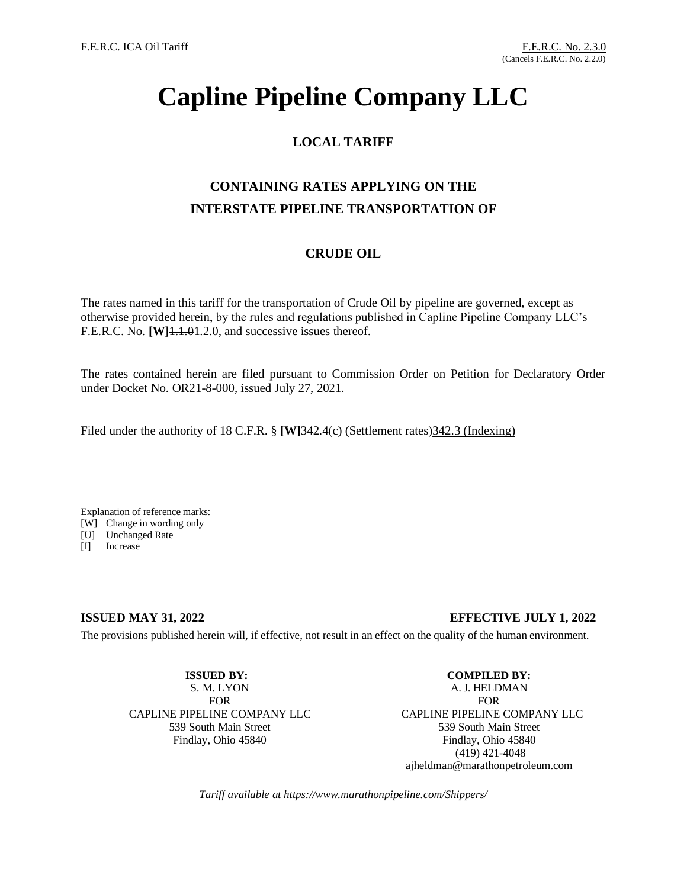F.E.R.C. ICA Oil Tariff

F.E.R.C. No. 2.3.0
(Cancels F.E.R.C. No. 2.2.0)

# Capline Pipeline Company LLC

## LOCAL TARIFF

## CONTAINING RATES APPLYING ON THE INTERSTATE PIPELINE TRANSPORTATION OF

## CRUDE OIL

The rates named in this tariff for the transportation of Crude Oil by pipeline are governed, except as otherwise provided herein, by the rules and regulations published in Capline Pipeline Company LLC's F.E.R.C. No. **[W]**~~1.1.0~~1.2.0, and successive issues thereof.

The rates contained herein are filed pursuant to Commission Order on Petition for Declaratory Order under Docket No. OR21-8-000, issued July 27, 2021.

Filed under the authority of 18 C.F.R. § **[W]**~~342.4(c) (Settlement rates)~~342.3 (Indexing)

Explanation of reference marks:
[W] Change in wording only
[U] Unchanged Rate
[I] Increase

**ISSUED MAY 31, 2022** **EFFECTIVE JULY 1, 2022**

The provisions published herein will, if effective, not result in an effect on the quality of the human environment.

**ISSUED BY:**
S. M. LYON
FOR
CAPLINE PIPELINE COMPANY LLC
539 South Main Street
Findlay, Ohio 45840

**COMPILED BY:**
A. J. HELDMAN
FOR
CAPLINE PIPELINE COMPANY LLC
539 South Main Street
Findlay, Ohio 45840
(419) 421-4048
ajheldman@marathonpetroleum.com

*Tariff available at https://www.marathonpipeline.com/Shippers/*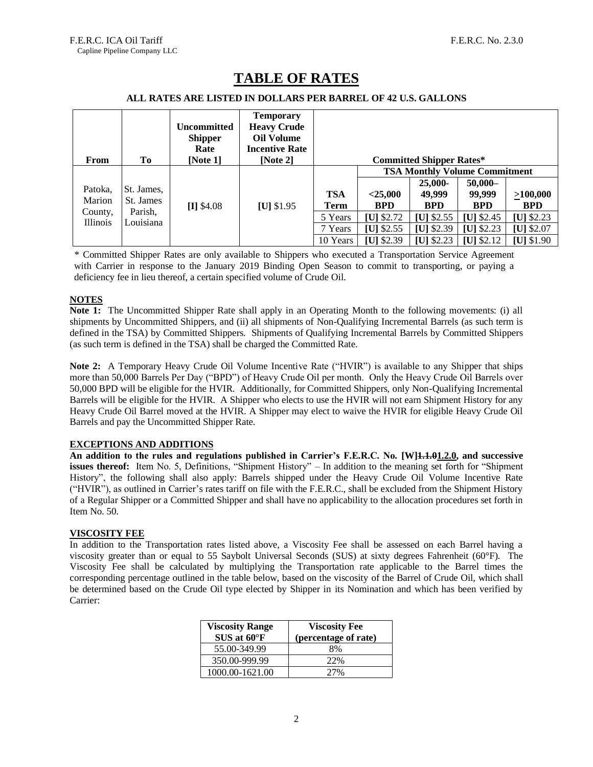# TABLE OF RATES

**ALL RATES ARE LISTED IN DOLLARS PER BARREL OF 42 U.S. GALLONS**

| From | To | Uncommitted Shipper Rate [Note 1] | Temporary Heavy Crude Oil Volume Incentive Rate [Note 2] | Committed Shipper Rates* | | | | |
|---|---|---|---|---|---|---|---|---|
| | | | | | TSA Monthly Volume Commitment | | | |
| Patoka, Marion County, Illinois | St. James, St. James Parish, Louisiana | [I] $4.08 | [U] $1.95 | **TSA Term** | **<25,000 BPD** | **25,000-49,999 BPD** | **50,000–99,999 BPD** | **>100,000 BPD** |
| | | | | 5 Years | [U] $2.72 | [U] $2.55 | [U] $2.45 | [U] $2.23 |
| | | | | 7 Years | [U] $2.55 | [U] $2.39 | [U] $2.23 | [U] $2.07 |
| | | | | 10 Years | [U] $2.39 | [U] $2.23 | [U] $2.12 | [U] $1.90 |

* Committed Shipper Rates are only available to Shippers who executed a Transportation Service Agreement with Carrier in response to the January 2019 Binding Open Season to commit to transporting, or paying a deficiency fee in lieu thereof, a certain specified volume of Crude Oil.

**NOTES**

**Note 1:** The Uncommitted Shipper Rate shall apply in an Operating Month to the following movements: (i) all shipments by Uncommitted Shippers, and (ii) all shipments of Non-Qualifying Incremental Barrels (as such term is defined in the TSA) by Committed Shippers. Shipments of Qualifying Incremental Barrels by Committed Shippers (as such term is defined in the TSA) shall be charged the Committed Rate.

**Note 2:** A Temporary Heavy Crude Oil Volume Incentive Rate ("HVIR") is available to any Shipper that ships more than 50,000 Barrels Per Day ("BPD") of Heavy Crude Oil per month. Only the Heavy Crude Oil Barrels over 50,000 BPD will be eligible for the HVIR. Additionally, for Committed Shippers, only Non-Qualifying Incremental Barrels will be eligible for the HVIR. A Shipper who elects to use the HVIR will not earn Shipment History for any Heavy Crude Oil Barrel moved at the HVIR. A Shipper may elect to waive the HVIR for eligible Heavy Crude Oil Barrels and pay the Uncommitted Shipper Rate.

**EXCEPTIONS AND ADDITIONS**

**An addition to the rules and regulations published in Carrier's F.E.R.C. No. [W]~~1.1.0~~1.2.0, and successive issues thereof:** Item No. 5, Definitions, "Shipment History" – In addition to the meaning set forth for "Shipment History", the following shall also apply: Barrels shipped under the Heavy Crude Oil Volume Incentive Rate ("HVIR"), as outlined in Carrier's rates tariff on file with the F.E.R.C., shall be excluded from the Shipment History of a Regular Shipper or a Committed Shipper and shall have no applicability to the allocation procedures set forth in Item No. 50.

**VISCOSITY FEE**

In addition to the Transportation rates listed above, a Viscosity Fee shall be assessed on each Barrel having a viscosity greater than or equal to 55 Saybolt Universal Seconds (SUS) at sixty degrees Fahrenheit (60°F). The Viscosity Fee shall be calculated by multiplying the Transportation rate applicable to the Barrel times the corresponding percentage outlined in the table below, based on the viscosity of the Barrel of Crude Oil, which shall be determined based on the Crude Oil type elected by Shipper in its Nomination and which has been verified by Carrier:

| Viscosity Range SUS at 60°F | Viscosity Fee (percentage of rate) |
|---|---|
| 55.00-349.99 | 8% |
| 350.00-999.99 | 22% |
| 1000.00-1621.00 | 27% |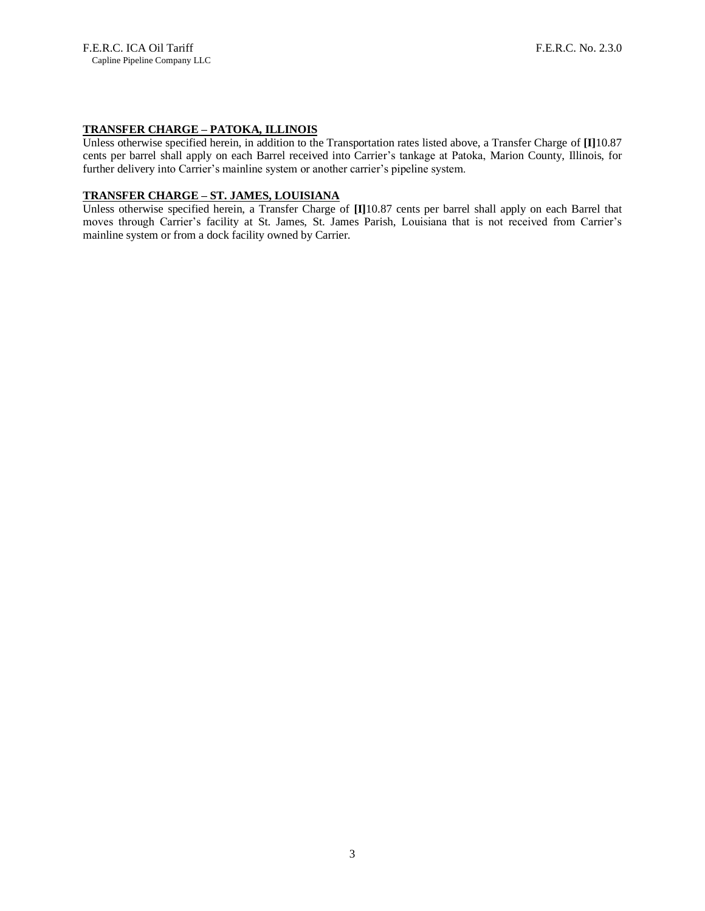**<u>TRANSFER CHARGE – PATOKA, ILLINOIS</u>**

Unless otherwise specified herein, in addition to the Transportation rates listed above, a Transfer Charge of **[I]**10.87 cents per barrel shall apply on each Barrel received into Carrier's tankage at Patoka, Marion County, Illinois, for further delivery into Carrier's mainline system or another carrier's pipeline system.

**<u>TRANSFER CHARGE – ST. JAMES, LOUISIANA</u>**

Unless otherwise specified herein, a Transfer Charge of **[I]**10.87 cents per barrel shall apply on each Barrel that moves through Carrier's facility at St. James, St. James Parish, Louisiana that is not received from Carrier's mainline system or from a dock facility owned by Carrier.